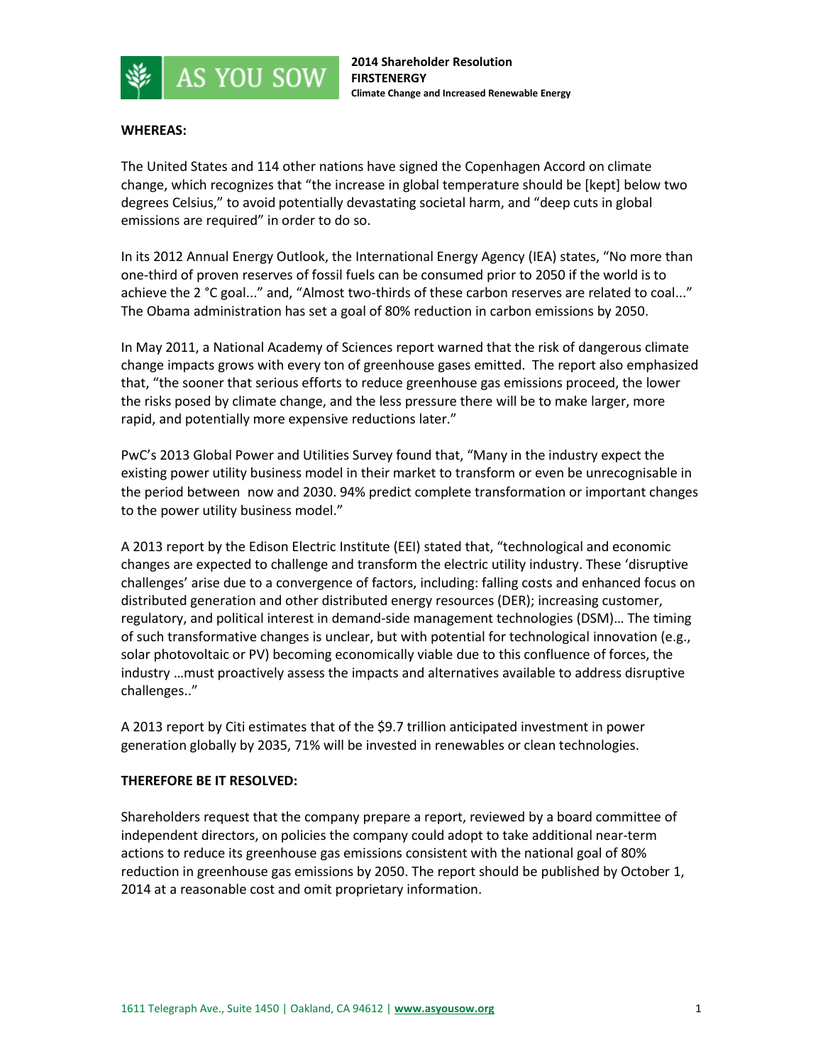**2014 Shareholder Resolution**
**FIRSTENERGY**
**Climate Change and Increased Renewable Energy**

**WHEREAS:**

The United States and 114 other nations have signed the Copenhagen Accord on climate change, which recognizes that "the increase in global temperature should be [kept] below two degrees Celsius," to avoid potentially devastating societal harm, and "deep cuts in global emissions are required" in order to do so.

In its 2012 Annual Energy Outlook, the International Energy Agency (IEA) states, "No more than one-third of proven reserves of fossil fuels can be consumed prior to 2050 if the world is to achieve the 2 °C goal..." and, "Almost two-thirds of these carbon reserves are related to coal..." The Obama administration has set a goal of 80% reduction in carbon emissions by 2050.

In May 2011, a National Academy of Sciences report warned that the risk of dangerous climate change impacts grows with every ton of greenhouse gases emitted. The report also emphasized that, "the sooner that serious efforts to reduce greenhouse gas emissions proceed, the lower the risks posed by climate change, and the less pressure there will be to make larger, more rapid, and potentially more expensive reductions later."

PwC's 2013 Global Power and Utilities Survey found that, "Many in the industry expect the existing power utility business model in their market to transform or even be unrecognisable in the period between now and 2030. 94% predict complete transformation or important changes to the power utility business model."

A 2013 report by the Edison Electric Institute (EEI) stated that, "technological and economic changes are expected to challenge and transform the electric utility industry. These 'disruptive challenges' arise due to a convergence of factors, including: falling costs and enhanced focus on distributed generation and other distributed energy resources (DER); increasing customer, regulatory, and political interest in demand-side management technologies (DSM)… The timing of such transformative changes is unclear, but with potential for technological innovation (e.g., solar photovoltaic or PV) becoming economically viable due to this confluence of forces, the industry …must proactively assess the impacts and alternatives available to address disruptive challenges.."

A 2013 report by Citi estimates that of the $9.7 trillion anticipated investment in power generation globally by 2035, 71% will be invested in renewables or clean technologies.

**THEREFORE BE IT RESOLVED:**

Shareholders request that the company prepare a report, reviewed by a board committee of independent directors, on policies the company could adopt to take additional near-term actions to reduce its greenhouse gas emissions consistent with the national goal of 80% reduction in greenhouse gas emissions by 2050. The report should be published by October 1, 2014 at a reasonable cost and omit proprietary information.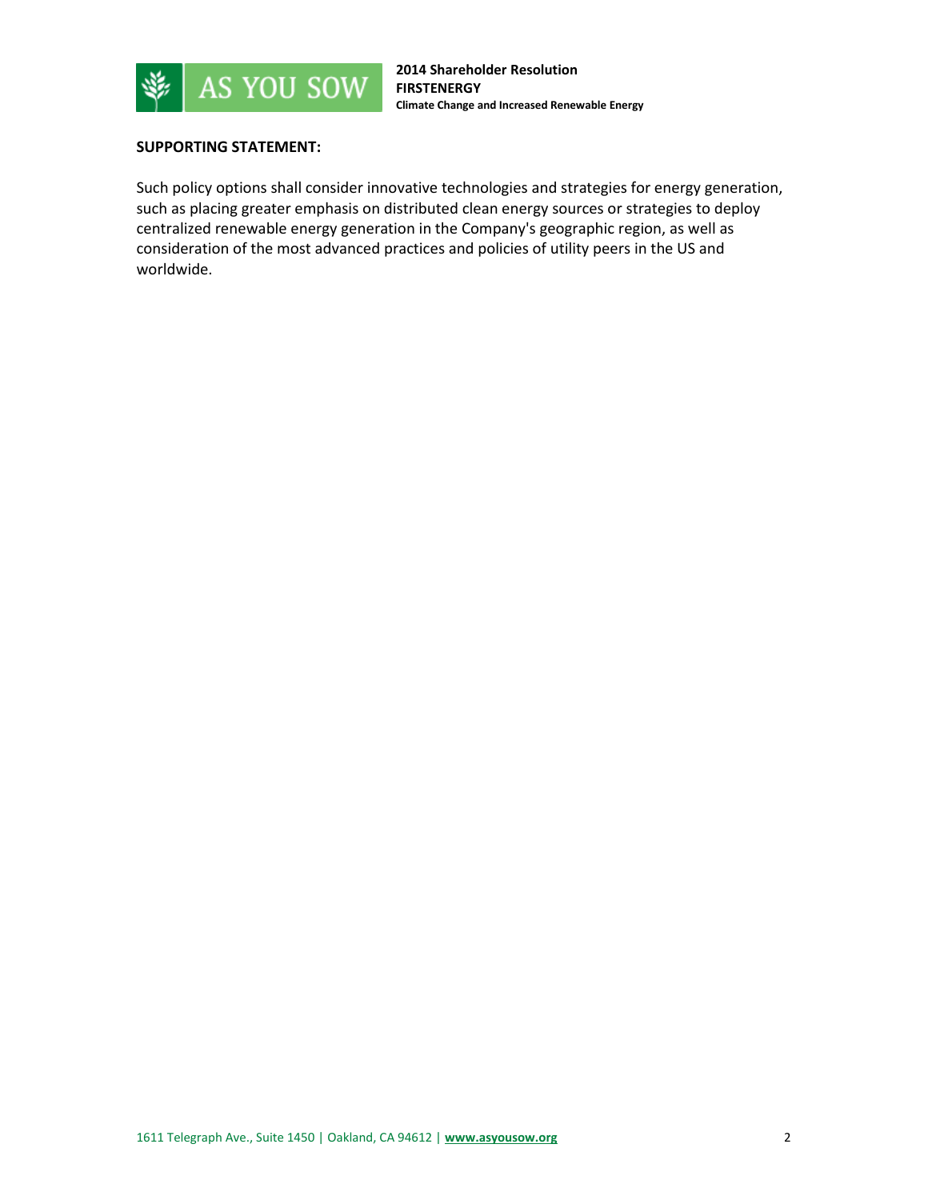**SUPPORTING STATEMENT:**

Such policy options shall consider innovative technologies and strategies for energy generation, such as placing greater emphasis on distributed clean energy sources or strategies to deploy centralized renewable energy generation in the Company's geographic region, as well as consideration of the most advanced practices and policies of utility peers in the US and worldwide.